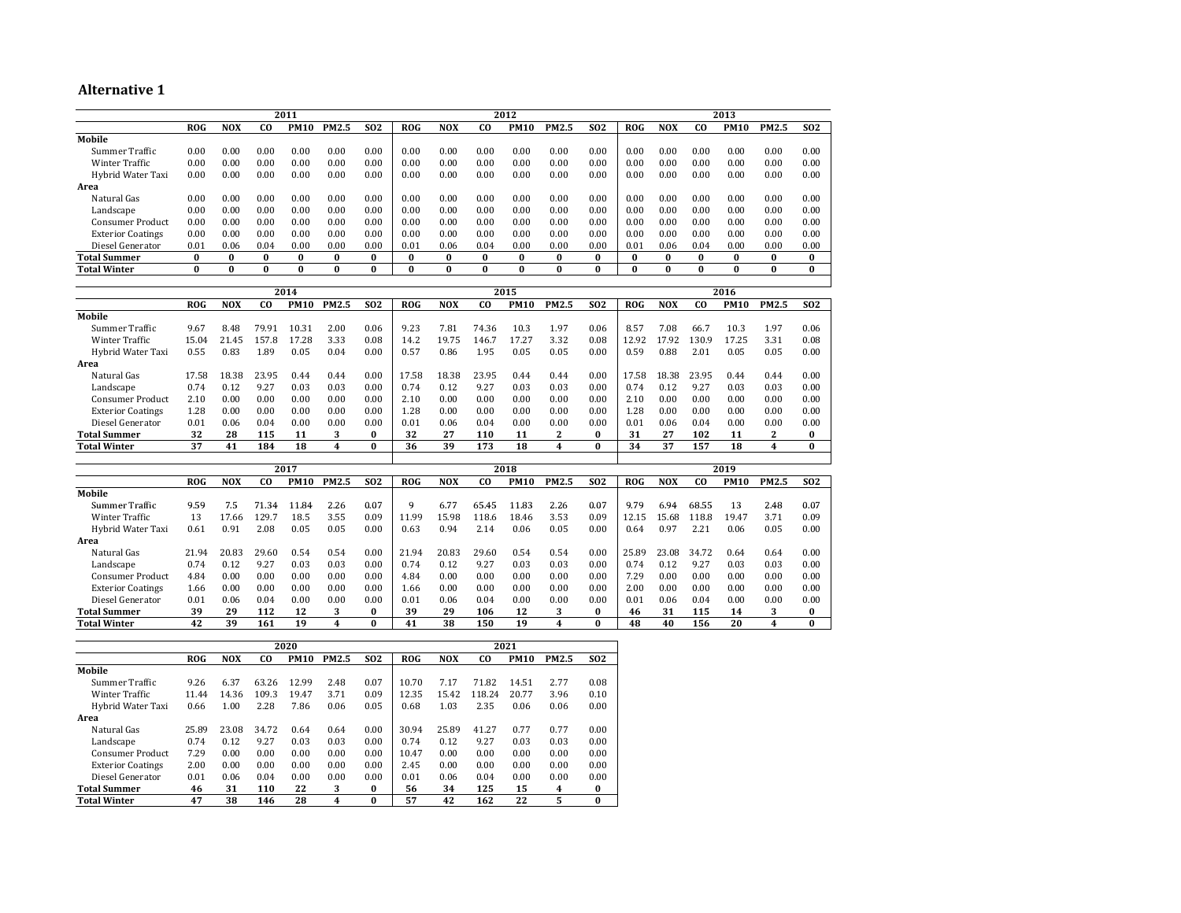## Alternative 1

| | 2011 | | | | | | 2012 | | | | | | 2013 | | | | | |
|---|---|---|---|---|---|---|---|---|---|---|---|---|---|---|---|---|---|---|
| | ROG | NOX | CO | PM10 | PM2.5 | SO2 | ROG | NOX | CO | PM10 | PM2.5 | SO2 | ROG | NOX | CO | PM10 | PM2.5 | SO2 |
| **Mobile** | | | | | | | | | | | | | | | | | | |
| Summer Traffic | 0.00 | 0.00 | 0.00 | 0.00 | 0.00 | 0.00 | 0.00 | 0.00 | 0.00 | 0.00 | 0.00 | 0.00 | 0.00 | 0.00 | 0.00 | 0.00 | 0.00 | 0.00 |
| Winter Traffic | 0.00 | 0.00 | 0.00 | 0.00 | 0.00 | 0.00 | 0.00 | 0.00 | 0.00 | 0.00 | 0.00 | 0.00 | 0.00 | 0.00 | 0.00 | 0.00 | 0.00 | 0.00 |
| Hybrid Water Taxi | 0.00 | 0.00 | 0.00 | 0.00 | 0.00 | 0.00 | 0.00 | 0.00 | 0.00 | 0.00 | 0.00 | 0.00 | 0.00 | 0.00 | 0.00 | 0.00 | 0.00 | 0.00 |
| **Area** | | | | | | | | | | | | | | | | | | |
| Natural Gas | 0.00 | 0.00 | 0.00 | 0.00 | 0.00 | 0.00 | 0.00 | 0.00 | 0.00 | 0.00 | 0.00 | 0.00 | 0.00 | 0.00 | 0.00 | 0.00 | 0.00 | 0.00 |
| Landscape | 0.00 | 0.00 | 0.00 | 0.00 | 0.00 | 0.00 | 0.00 | 0.00 | 0.00 | 0.00 | 0.00 | 0.00 | 0.00 | 0.00 | 0.00 | 0.00 | 0.00 | 0.00 |
| Consumer Product | 0.00 | 0.00 | 0.00 | 0.00 | 0.00 | 0.00 | 0.00 | 0.00 | 0.00 | 0.00 | 0.00 | 0.00 | 0.00 | 0.00 | 0.00 | 0.00 | 0.00 | 0.00 |
| Exterior Coatings | 0.00 | 0.00 | 0.00 | 0.00 | 0.00 | 0.00 | 0.00 | 0.00 | 0.00 | 0.00 | 0.00 | 0.00 | 0.00 | 0.00 | 0.00 | 0.00 | 0.00 | 0.00 |
| Diesel Generator | 0.01 | 0.06 | 0.04 | 0.00 | 0.00 | 0.00 | 0.01 | 0.06 | 0.04 | 0.00 | 0.00 | 0.00 | 0.01 | 0.06 | 0.04 | 0.00 | 0.00 | 0.00 |
| **Total Summer** | **0** | **0** | **0** | **0** | **0** | **0** | **0** | **0** | **0** | **0** | **0** | **0** | **0** | **0** | **0** | **0** | **0** | **0** |
| **Total Winter** | **0** | **0** | **0** | **0** | **0** | **0** | **0** | **0** | **0** | **0** | **0** | **0** | **0** | **0** | **0** | **0** | **0** | **0** |

| | 2014 | | | | | | 2015 | | | | | | 2016 | | | | | |
|---|---|---|---|---|---|---|---|---|---|---|---|---|---|---|---|---|---|---|
| | ROG | NOX | CO | PM10 | PM2.5 | SO2 | ROG | NOX | CO | PM10 | PM2.5 | SO2 | ROG | NOX | CO | PM10 | PM2.5 | SO2 |
| **Mobile** | | | | | | | | | | | | | | | | | | |
| Summer Traffic | 9.67 | 8.48 | 79.91 | 10.31 | 2.00 | 0.06 | 9.23 | 7.81 | 74.36 | 10.3 | 1.97 | 0.06 | 8.57 | 7.08 | 66.7 | 10.3 | 1.97 | 0.06 |
| Winter Traffic | 15.04 | 21.45 | 157.8 | 17.28 | 3.33 | 0.08 | 14.2 | 19.75 | 146.7 | 17.27 | 3.32 | 0.08 | 12.92 | 17.92 | 130.9 | 17.25 | 3.31 | 0.08 |
| Hybrid Water Taxi | 0.55 | 0.83 | 1.89 | 0.05 | 0.04 | 0.00 | 0.57 | 0.86 | 1.95 | 0.05 | 0.05 | 0.00 | 0.59 | 0.88 | 2.01 | 0.05 | 0.05 | 0.00 |
| **Area** | | | | | | | | | | | | | | | | | | |
| Natural Gas | 17.58 | 18.38 | 23.95 | 0.44 | 0.44 | 0.00 | 17.58 | 18.38 | 23.95 | 0.44 | 0.44 | 0.00 | 17.58 | 18.38 | 23.95 | 0.44 | 0.44 | 0.00 |
| Landscape | 0.74 | 0.12 | 9.27 | 0.03 | 0.03 | 0.00 | 0.74 | 0.12 | 9.27 | 0.03 | 0.03 | 0.00 | 0.74 | 0.12 | 9.27 | 0.03 | 0.03 | 0.00 |
| Consumer Product | 2.10 | 0.00 | 0.00 | 0.00 | 0.00 | 0.00 | 2.10 | 0.00 | 0.00 | 0.00 | 0.00 | 0.00 | 2.10 | 0.00 | 0.00 | 0.00 | 0.00 | 0.00 |
| Exterior Coatings | 1.28 | 0.00 | 0.00 | 0.00 | 0.00 | 0.00 | 1.28 | 0.00 | 0.00 | 0.00 | 0.00 | 0.00 | 1.28 | 0.00 | 0.00 | 0.00 | 0.00 | 0.00 |
| Diesel Generator | 0.01 | 0.06 | 0.04 | 0.00 | 0.00 | 0.00 | 0.01 | 0.06 | 0.04 | 0.00 | 0.00 | 0.00 | 0.01 | 0.06 | 0.04 | 0.00 | 0.00 | 0.00 |
| **Total Summer** | **32** | **28** | **115** | **11** | **3** | **0** | **32** | **27** | **110** | **11** | **2** | **0** | **31** | **27** | **102** | **11** | **2** | **0** |
| **Total Winter** | **37** | **41** | **184** | **18** | **4** | **0** | **36** | **39** | **173** | **18** | **4** | **0** | **34** | **37** | **157** | **18** | **4** | **0** |

| | 2017 | | | | | | 2018 | | | | | | 2019 | | | | | |
|---|---|---|---|---|---|---|---|---|---|---|---|---|---|---|---|---|---|---|
| | ROG | NOX | CO | PM10 | PM2.5 | SO2 | ROG | NOX | CO | PM10 | PM2.5 | SO2 | ROG | NOX | CO | PM10 | PM2.5 | SO2 |
| **Mobile** | | | | | | | | | | | | | | | | | | |
| Summer Traffic | 9.59 | 7.5 | 71.34 | 11.84 | 2.26 | 0.07 | 9 | 6.77 | 65.45 | 11.83 | 2.26 | 0.07 | 9.79 | 6.94 | 68.55 | 13 | 2.48 | 0.07 |
| Winter Traffic | 13 | 17.66 | 129.7 | 18.5 | 3.55 | 0.09 | 11.99 | 15.98 | 118.6 | 18.46 | 3.53 | 0.09 | 12.15 | 15.68 | 118.8 | 19.47 | 3.71 | 0.09 |
| Hybrid Water Taxi | 0.61 | 0.91 | 2.08 | 0.05 | 0.05 | 0.00 | 0.63 | 0.94 | 2.14 | 0.06 | 0.05 | 0.00 | 0.64 | 0.97 | 2.21 | 0.06 | 0.05 | 0.00 |
| **Area** | | | | | | | | | | | | | | | | | | |
| Natural Gas | 21.94 | 20.83 | 29.60 | 0.54 | 0.54 | 0.00 | 21.94 | 20.83 | 29.60 | 0.54 | 0.54 | 0.00 | 25.89 | 23.08 | 34.72 | 0.64 | 0.64 | 0.00 |
| Landscape | 0.74 | 0.12 | 9.27 | 0.03 | 0.03 | 0.00 | 0.74 | 0.12 | 9.27 | 0.03 | 0.03 | 0.00 | 0.74 | 0.12 | 9.27 | 0.03 | 0.03 | 0.00 |
| Consumer Product | 4.84 | 0.00 | 0.00 | 0.00 | 0.00 | 0.00 | 4.84 | 0.00 | 0.00 | 0.00 | 0.00 | 0.00 | 7.29 | 0.00 | 0.00 | 0.00 | 0.00 | 0.00 |
| Exterior Coatings | 1.66 | 0.00 | 0.00 | 0.00 | 0.00 | 0.00 | 1.66 | 0.00 | 0.00 | 0.00 | 0.00 | 0.00 | 2.00 | 0.00 | 0.00 | 0.00 | 0.00 | 0.00 |
| Diesel Generator | 0.01 | 0.06 | 0.04 | 0.00 | 0.00 | 0.00 | 0.01 | 0.06 | 0.04 | 0.00 | 0.00 | 0.00 | 0.01 | 0.06 | 0.04 | 0.00 | 0.00 | 0.00 |
| **Total Summer** | **39** | **29** | **112** | **12** | **3** | **0** | **39** | **29** | **106** | **12** | **3** | **0** | **46** | **31** | **115** | **14** | **3** | **0** |
| **Total Winter** | **42** | **39** | **161** | **19** | **4** | **0** | **41** | **38** | **150** | **19** | **4** | **0** | **48** | **40** | **156** | **20** | **4** | **0** |

| | 2020 | | | | | | 2021 | | | | | |
|---|---|---|---|---|---|---|---|---|---|---|---|---|
| | ROG | NOX | CO | PM10 | PM2.5 | SO2 | ROG | NOX | CO | PM10 | PM2.5 | SO2 |
| **Mobile** | | | | | | | | | | | | |
| Summer Traffic | 9.26 | 6.37 | 63.26 | 12.99 | 2.48 | 0.07 | 10.70 | 7.17 | 71.82 | 14.51 | 2.77 | 0.08 |
| Winter Traffic | 11.44 | 14.36 | 109.3 | 19.47 | 3.71 | 0.09 | 12.35 | 15.42 | 118.24 | 20.77 | 3.96 | 0.10 |
| Hybrid Water Taxi | 0.66 | 1.00 | 2.28 | 7.86 | 0.06 | 0.05 | 0.68 | 1.03 | 2.35 | 0.06 | 0.06 | 0.00 |
| **Area** | | | | | | | | | | | | |
| Natural Gas | 25.89 | 23.08 | 34.72 | 0.64 | 0.64 | 0.00 | 30.94 | 25.89 | 41.27 | 0.77 | 0.77 | 0.00 |
| Landscape | 0.74 | 0.12 | 9.27 | 0.03 | 0.03 | 0.00 | 0.74 | 0.12 | 9.27 | 0.03 | 0.03 | 0.00 |
| Consumer Product | 7.29 | 0.00 | 0.00 | 0.00 | 0.00 | 0.00 | 10.47 | 0.00 | 0.00 | 0.00 | 0.00 | 0.00 |
| Exterior Coatings | 2.00 | 0.00 | 0.00 | 0.00 | 0.00 | 0.00 | 2.45 | 0.00 | 0.00 | 0.00 | 0.00 | 0.00 |
| Diesel Generator | 0.01 | 0.06 | 0.04 | 0.00 | 0.00 | 0.00 | 0.01 | 0.06 | 0.04 | 0.00 | 0.00 | 0.00 |
| **Total Summer** | **46** | **31** | **110** | **22** | **3** | **0** | **56** | **34** | **125** | **15** | **4** | **0** |
| **Total Winter** | **47** | **38** | **146** | **28** | **4** | **0** | **57** | **42** | **162** | **22** | **5** | **0** |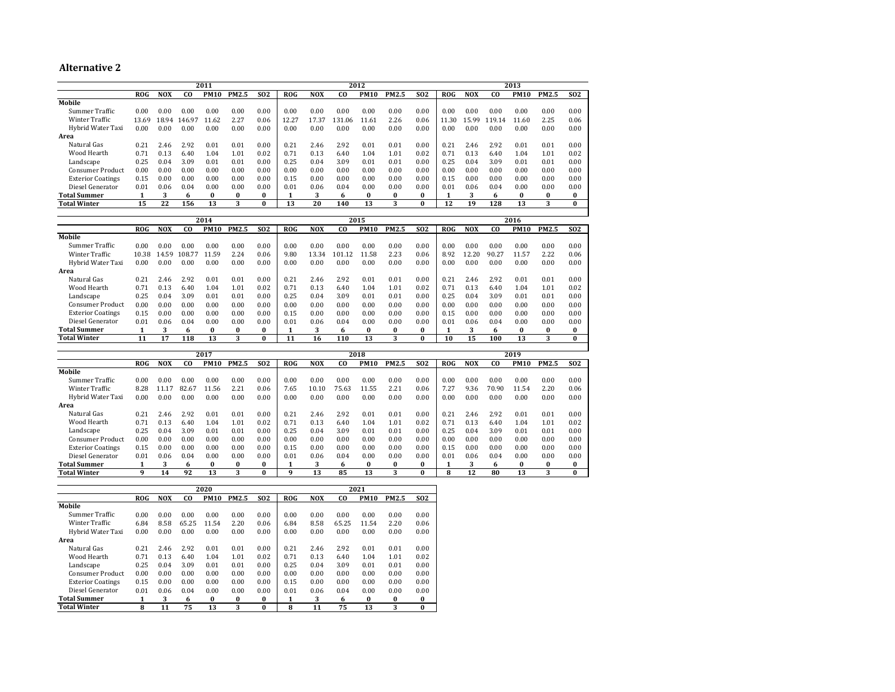## Alternative 2

| | 2011 | | | | | | 2012 | | | | | | 2013 | | | | | |
|---|---|---|---|---|---|---|---|---|---|---|---|---|---|---|---|---|---|---|
| | ROG | NOX | CO | PM10 | PM2.5 | SO2 | ROG | NOX | CO | PM10 | PM2.5 | SO2 | ROG | NOX | CO | PM10 | PM2.5 | SO2 |
| **Mobile** | | | | | | | | | | | | | | | | | | |
| Summer Traffic | 0.00 | 0.00 | 0.00 | 0.00 | 0.00 | 0.00 | 0.00 | 0.00 | 0.00 | 0.00 | 0.00 | 0.00 | 0.00 | 0.00 | 0.00 | 0.00 | 0.00 | 0.00 |
| Winter Traffic | 13.69 | 18.94 | 146.97 | 11.62 | 2.27 | 0.06 | 12.27 | 17.37 | 131.06 | 11.61 | 2.26 | 0.06 | 11.30 | 15.99 | 119.14 | 11.60 | 2.25 | 0.06 |
| Hybrid Water Taxi | 0.00 | 0.00 | 0.00 | 0.00 | 0.00 | 0.00 | 0.00 | 0.00 | 0.00 | 0.00 | 0.00 | 0.00 | 0.00 | 0.00 | 0.00 | 0.00 | 0.00 | 0.00 |
| **Area** | | | | | | | | | | | | | | | | | | |
| Natural Gas | 0.21 | 2.46 | 2.92 | 0.01 | 0.01 | 0.00 | 0.21 | 2.46 | 2.92 | 0.01 | 0.01 | 0.00 | 0.21 | 2.46 | 2.92 | 0.01 | 0.01 | 0.00 |
| Wood Hearth | 0.71 | 0.13 | 6.40 | 1.04 | 1.01 | 0.02 | 0.71 | 0.13 | 6.40 | 1.04 | 1.01 | 0.02 | 0.71 | 0.13 | 6.40 | 1.04 | 1.01 | 0.02 |
| Landscape | 0.25 | 0.04 | 3.09 | 0.01 | 0.01 | 0.00 | 0.25 | 0.04 | 3.09 | 0.01 | 0.01 | 0.00 | 0.25 | 0.04 | 3.09 | 0.01 | 0.01 | 0.00 |
| Consumer Product | 0.00 | 0.00 | 0.00 | 0.00 | 0.00 | 0.00 | 0.00 | 0.00 | 0.00 | 0.00 | 0.00 | 0.00 | 0.00 | 0.00 | 0.00 | 0.00 | 0.00 | 0.00 |
| Exterior Coatings | 0.15 | 0.00 | 0.00 | 0.00 | 0.00 | 0.00 | 0.15 | 0.00 | 0.00 | 0.00 | 0.00 | 0.00 | 0.15 | 0.00 | 0.00 | 0.00 | 0.00 | 0.00 |
| Diesel Generator | 0.01 | 0.06 | 0.04 | 0.00 | 0.00 | 0.00 | 0.01 | 0.06 | 0.04 | 0.00 | 0.00 | 0.00 | 0.01 | 0.06 | 0.04 | 0.00 | 0.00 | 0.00 |
| **Total Summer** | **1** | **3** | **6** | **0** | **0** | **0** | **1** | **3** | **6** | **0** | **0** | **0** | **1** | **3** | **6** | **0** | **0** | **0** |
| **Total Winter** | **15** | **22** | **156** | **13** | **3** | **0** | **13** | **20** | **140** | **13** | **3** | **0** | **12** | **19** | **128** | **13** | **3** | **0** |

| | 2014 | | | | | | 2015 | | | | | | 2016 | | | | | |
|---|---|---|---|---|---|---|---|---|---|---|---|---|---|---|---|---|---|---|
| | ROG | NOX | CO | PM10 | PM2.5 | SO2 | ROG | NOX | CO | PM10 | PM2.5 | SO2 | ROG | NOX | CO | PM10 | PM2.5 | SO2 |
| **Mobile** | | | | | | | | | | | | | | | | | | |
| Summer Traffic | 0.00 | 0.00 | 0.00 | 0.00 | 0.00 | 0.00 | 0.00 | 0.00 | 0.00 | 0.00 | 0.00 | 0.00 | 0.00 | 0.00 | 0.00 | 0.00 | 0.00 | 0.00 |
| Winter Traffic | 10.38 | 14.59 | 108.77 | 11.59 | 2.24 | 0.06 | 9.80 | 13.34 | 101.12 | 11.58 | 2.23 | 0.06 | 8.92 | 12.20 | 90.27 | 11.57 | 2.22 | 0.06 |
| Hybrid Water Taxi | 0.00 | 0.00 | 0.00 | 0.00 | 0.00 | 0.00 | 0.00 | 0.00 | 0.00 | 0.00 | 0.00 | 0.00 | 0.00 | 0.00 | 0.00 | 0.00 | 0.00 | 0.00 |
| **Area** | | | | | | | | | | | | | | | | | | |
| Natural Gas | 0.21 | 2.46 | 2.92 | 0.01 | 0.01 | 0.00 | 0.21 | 2.46 | 2.92 | 0.01 | 0.01 | 0.00 | 0.21 | 2.46 | 2.92 | 0.01 | 0.01 | 0.00 |
| Wood Hearth | 0.71 | 0.13 | 6.40 | 1.04 | 1.01 | 0.02 | 0.71 | 0.13 | 6.40 | 1.04 | 1.01 | 0.02 | 0.71 | 0.13 | 6.40 | 1.04 | 1.01 | 0.02 |
| Landscape | 0.25 | 0.04 | 3.09 | 0.01 | 0.01 | 0.00 | 0.25 | 0.04 | 3.09 | 0.01 | 0.01 | 0.00 | 0.25 | 0.04 | 3.09 | 0.01 | 0.01 | 0.00 |
| Consumer Product | 0.00 | 0.00 | 0.00 | 0.00 | 0.00 | 0.00 | 0.00 | 0.00 | 0.00 | 0.00 | 0.00 | 0.00 | 0.00 | 0.00 | 0.00 | 0.00 | 0.00 | 0.00 |
| Exterior Coatings | 0.15 | 0.00 | 0.00 | 0.00 | 0.00 | 0.00 | 0.15 | 0.00 | 0.00 | 0.00 | 0.00 | 0.00 | 0.15 | 0.00 | 0.00 | 0.00 | 0.00 | 0.00 |
| Diesel Generator | 0.01 | 0.06 | 0.04 | 0.00 | 0.00 | 0.00 | 0.01 | 0.06 | 0.04 | 0.00 | 0.00 | 0.00 | 0.01 | 0.06 | 0.04 | 0.00 | 0.00 | 0.00 |
| **Total Summer** | **1** | **3** | **6** | **0** | **0** | **0** | **1** | **3** | **6** | **0** | **0** | **0** | **1** | **3** | **6** | **0** | **0** | **0** |
| **Total Winter** | **11** | **17** | **118** | **13** | **3** | **0** | **11** | **16** | **110** | **13** | **3** | **0** | **10** | **15** | **100** | **13** | **3** | **0** |

| | 2017 | | | | | | 2018 | | | | | | 2019 | | | | | |
|---|---|---|---|---|---|---|---|---|---|---|---|---|---|---|---|---|---|---|
| | ROG | NOX | CO | PM10 | PM2.5 | SO2 | ROG | NOX | CO | PM10 | PM2.5 | SO2 | ROG | NOX | CO | PM10 | PM2.5 | SO2 |
| **Mobile** | | | | | | | | | | | | | | | | | | |
| Summer Traffic | 0.00 | 0.00 | 0.00 | 0.00 | 0.00 | 0.00 | 0.00 | 0.00 | 0.00 | 0.00 | 0.00 | 0.00 | 0.00 | 0.00 | 0.00 | 0.00 | 0.00 | 0.00 |
| Winter Traffic | 8.28 | 11.17 | 82.67 | 11.56 | 2.21 | 0.06 | 7.65 | 10.10 | 75.63 | 11.55 | 2.21 | 0.06 | 7.27 | 9.36 | 70.90 | 11.54 | 2.20 | 0.06 |
| Hybrid Water Taxi | 0.00 | 0.00 | 0.00 | 0.00 | 0.00 | 0.00 | 0.00 | 0.00 | 0.00 | 0.00 | 0.00 | 0.00 | 0.00 | 0.00 | 0.00 | 0.00 | 0.00 | 0.00 |
| **Area** | | | | | | | | | | | | | | | | | | |
| Natural Gas | 0.21 | 2.46 | 2.92 | 0.01 | 0.01 | 0.00 | 0.21 | 2.46 | 2.92 | 0.01 | 0.01 | 0.00 | 0.21 | 2.46 | 2.92 | 0.01 | 0.01 | 0.00 |
| Wood Hearth | 0.71 | 0.13 | 6.40 | 1.04 | 1.01 | 0.02 | 0.71 | 0.13 | 6.40 | 1.04 | 1.01 | 0.02 | 0.71 | 0.13 | 6.40 | 1.04 | 1.01 | 0.02 |
| Landscape | 0.25 | 0.04 | 3.09 | 0.01 | 0.01 | 0.00 | 0.25 | 0.04 | 3.09 | 0.01 | 0.01 | 0.00 | 0.25 | 0.04 | 3.09 | 0.01 | 0.01 | 0.00 |
| Consumer Product | 0.00 | 0.00 | 0.00 | 0.00 | 0.00 | 0.00 | 0.00 | 0.00 | 0.00 | 0.00 | 0.00 | 0.00 | 0.00 | 0.00 | 0.00 | 0.00 | 0.00 | 0.00 |
| Exterior Coatings | 0.15 | 0.00 | 0.00 | 0.00 | 0.00 | 0.00 | 0.15 | 0.00 | 0.00 | 0.00 | 0.00 | 0.00 | 0.15 | 0.00 | 0.00 | 0.00 | 0.00 | 0.00 |
| Diesel Generator | 0.01 | 0.06 | 0.04 | 0.00 | 0.00 | 0.00 | 0.01 | 0.06 | 0.04 | 0.00 | 0.00 | 0.00 | 0.01 | 0.06 | 0.04 | 0.00 | 0.00 | 0.00 |
| **Total Summer** | **1** | **3** | **6** | **0** | **0** | **0** | **1** | **3** | **6** | **0** | **0** | **0** | **1** | **3** | **6** | **0** | **0** | **0** |
| **Total Winter** | **9** | **14** | **92** | **13** | **3** | **0** | **9** | **13** | **85** | **13** | **3** | **0** | **8** | **12** | **80** | **13** | **3** | **0** |

| | 2020 | | | | | | 2021 | | | | | |
|---|---|---|---|---|---|---|---|---|---|---|---|---|
| | ROG | NOX | CO | PM10 | PM2.5 | SO2 | ROG | NOX | CO | PM10 | PM2.5 | SO2 |
| **Mobile** | | | | | | | | | | | | |
| Summer Traffic | 0.00 | 0.00 | 0.00 | 0.00 | 0.00 | 0.00 | 0.00 | 0.00 | 0.00 | 0.00 | 0.00 | 0.00 |
| Winter Traffic | 6.84 | 8.58 | 65.25 | 11.54 | 2.20 | 0.06 | 6.84 | 8.58 | 65.25 | 11.54 | 2.20 | 0.06 |
| Hybrid Water Taxi | 0.00 | 0.00 | 0.00 | 0.00 | 0.00 | 0.00 | 0.00 | 0.00 | 0.00 | 0.00 | 0.00 | 0.00 |
| **Area** | | | | | | | | | | | | |
| Natural Gas | 0.21 | 2.46 | 2.92 | 0.01 | 0.01 | 0.00 | 0.21 | 2.46 | 2.92 | 0.01 | 0.01 | 0.00 |
| Wood Hearth | 0.71 | 0.13 | 6.40 | 1.04 | 1.01 | 0.02 | 0.71 | 0.13 | 6.40 | 1.04 | 1.01 | 0.02 |
| Landscape | 0.25 | 0.04 | 3.09 | 0.01 | 0.01 | 0.00 | 0.25 | 0.04 | 3.09 | 0.01 | 0.01 | 0.00 |
| Consumer Product | 0.00 | 0.00 | 0.00 | 0.00 | 0.00 | 0.00 | 0.00 | 0.00 | 0.00 | 0.00 | 0.00 | 0.00 |
| Exterior Coatings | 0.15 | 0.00 | 0.00 | 0.00 | 0.00 | 0.00 | 0.15 | 0.00 | 0.00 | 0.00 | 0.00 | 0.00 |
| Diesel Generator | 0.01 | 0.06 | 0.04 | 0.00 | 0.00 | 0.00 | 0.01 | 0.06 | 0.04 | 0.00 | 0.00 | 0.00 |
| **Total Summer** | **1** | **3** | **6** | **0** | **0** | **0** | **1** | **3** | **6** | **0** | **0** | **0** |
| **Total Winter** | **8** | **11** | **75** | **13** | **3** | **0** | **8** | **11** | **75** | **13** | **3** | **0** |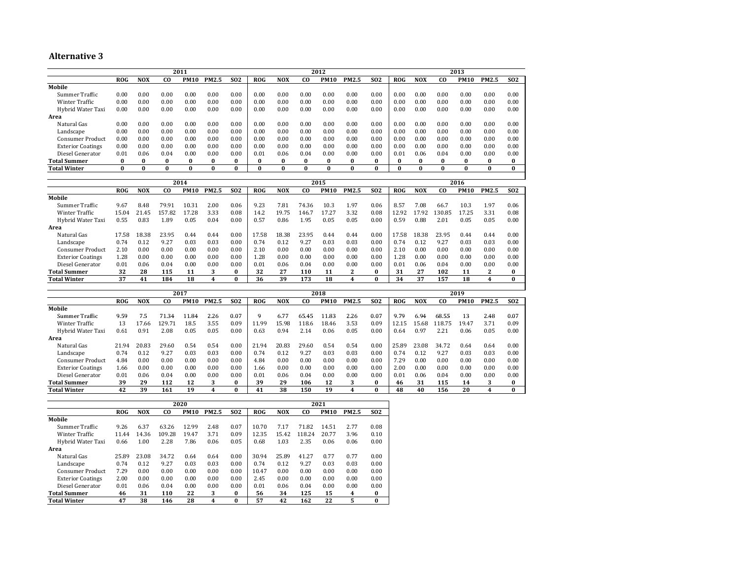## Alternative 3

| | 2011 | | | | | | 2012 | | | | | | 2013 | | | | | |
|---|---|---|---|---|---|---|---|---|---|---|---|---|---|---|---|---|---|---|
| | ROG | NOX | CO | PM10 | PM2.5 | SO2 | ROG | NOX | CO | PM10 | PM2.5 | SO2 | ROG | NOX | CO | PM10 | PM2.5 | SO2 |
| **Mobile** | | | | | | | | | | | | | | | | | | |
| Summer Traffic | 0.00 | 0.00 | 0.00 | 0.00 | 0.00 | 0.00 | 0.00 | 0.00 | 0.00 | 0.00 | 0.00 | 0.00 | 0.00 | 0.00 | 0.00 | 0.00 | 0.00 | 0.00 |
| Winter Traffic | 0.00 | 0.00 | 0.00 | 0.00 | 0.00 | 0.00 | 0.00 | 0.00 | 0.00 | 0.00 | 0.00 | 0.00 | 0.00 | 0.00 | 0.00 | 0.00 | 0.00 | 0.00 |
| Hybrid Water Taxi | 0.00 | 0.00 | 0.00 | 0.00 | 0.00 | 0.00 | 0.00 | 0.00 | 0.00 | 0.00 | 0.00 | 0.00 | 0.00 | 0.00 | 0.00 | 0.00 | 0.00 | 0.00 |
| **Area** | | | | | | | | | | | | | | | | | | |
| Natural Gas | 0.00 | 0.00 | 0.00 | 0.00 | 0.00 | 0.00 | 0.00 | 0.00 | 0.00 | 0.00 | 0.00 | 0.00 | 0.00 | 0.00 | 0.00 | 0.00 | 0.00 | 0.00 |
| Landscape | 0.00 | 0.00 | 0.00 | 0.00 | 0.00 | 0.00 | 0.00 | 0.00 | 0.00 | 0.00 | 0.00 | 0.00 | 0.00 | 0.00 | 0.00 | 0.00 | 0.00 | 0.00 |
| Consumer Product | 0.00 | 0.00 | 0.00 | 0.00 | 0.00 | 0.00 | 0.00 | 0.00 | 0.00 | 0.00 | 0.00 | 0.00 | 0.00 | 0.00 | 0.00 | 0.00 | 0.00 | 0.00 |
| Exterior Coatings | 0.00 | 0.00 | 0.00 | 0.00 | 0.00 | 0.00 | 0.00 | 0.00 | 0.00 | 0.00 | 0.00 | 0.00 | 0.00 | 0.00 | 0.00 | 0.00 | 0.00 | 0.00 |
| Diesel Generator | 0.01 | 0.06 | 0.04 | 0.00 | 0.00 | 0.00 | 0.01 | 0.06 | 0.04 | 0.00 | 0.00 | 0.00 | 0.01 | 0.06 | 0.04 | 0.00 | 0.00 | 0.00 |
| **Total Summer** | **0** | **0** | **0** | **0** | **0** | **0** | **0** | **0** | **0** | **0** | **0** | **0** | **0** | **0** | **0** | **0** | **0** | **0** |
| **Total Winter** | **0** | **0** | **0** | **0** | **0** | **0** | **0** | **0** | **0** | **0** | **0** | **0** | **0** | **0** | **0** | **0** | **0** | **0** |

| | 2014 | | | | | | 2015 | | | | | | 2016 | | | | | |
|---|---|---|---|---|---|---|---|---|---|---|---|---|---|---|---|---|---|---|
| | ROG | NOX | CO | PM10 | PM2.5 | SO2 | ROG | NOX | CO | PM10 | PM2.5 | SO2 | ROG | NOX | CO | PM10 | PM2.5 | SO2 |
| **Mobile** | | | | | | | | | | | | | | | | | | |
| Summer Traffic | 9.67 | 8.48 | 79.91 | 10.31 | 2.00 | 0.06 | 9.23 | 7.81 | 74.36 | 10.3 | 1.97 | 0.06 | 8.57 | 7.08 | 66.7 | 10.3 | 1.97 | 0.06 |
| Winter Traffic | 15.04 | 21.45 | 157.82 | 17.28 | 3.33 | 0.08 | 14.2 | 19.75 | 146.7 | 17.27 | 3.32 | 0.08 | 12.92 | 17.92 | 130.85 | 17.25 | 3.31 | 0.08 |
| Hybrid Water Taxi | 0.55 | 0.83 | 1.89 | 0.05 | 0.04 | 0.00 | 0.57 | 0.86 | 1.95 | 0.05 | 0.05 | 0.00 | 0.59 | 0.88 | 2.01 | 0.05 | 0.05 | 0.00 |
| **Area** | | | | | | | | | | | | | | | | | | |
| Natural Gas | 17.58 | 18.38 | 23.95 | 0.44 | 0.44 | 0.00 | 17.58 | 18.38 | 23.95 | 0.44 | 0.44 | 0.00 | 17.58 | 18.38 | 23.95 | 0.44 | 0.44 | 0.00 |
| Landscape | 0.74 | 0.12 | 9.27 | 0.03 | 0.03 | 0.00 | 0.74 | 0.12 | 9.27 | 0.03 | 0.03 | 0.00 | 0.74 | 0.12 | 9.27 | 0.03 | 0.03 | 0.00 |
| Consumer Product | 2.10 | 0.00 | 0.00 | 0.00 | 0.00 | 0.00 | 2.10 | 0.00 | 0.00 | 0.00 | 0.00 | 0.00 | 2.10 | 0.00 | 0.00 | 0.00 | 0.00 | 0.00 |
| Exterior Coatings | 1.28 | 0.00 | 0.00 | 0.00 | 0.00 | 0.00 | 1.28 | 0.00 | 0.00 | 0.00 | 0.00 | 0.00 | 1.28 | 0.00 | 0.00 | 0.00 | 0.00 | 0.00 |
| Diesel Generator | 0.01 | 0.06 | 0.04 | 0.00 | 0.00 | 0.00 | 0.01 | 0.06 | 0.04 | 0.00 | 0.00 | 0.00 | 0.01 | 0.06 | 0.04 | 0.00 | 0.00 | 0.00 |
| **Total Summer** | **32** | **28** | **115** | **11** | **3** | **0** | **32** | **27** | **110** | **11** | **2** | **0** | **31** | **27** | **102** | **11** | **2** | **0** |
| **Total Winter** | **37** | **41** | **184** | **18** | **4** | **0** | **36** | **39** | **173** | **18** | **4** | **0** | **34** | **37** | **157** | **18** | **4** | **0** |

| | 2017 | | | | | | 2018 | | | | | | 2019 | | | | | |
|---|---|---|---|---|---|---|---|---|---|---|---|---|---|---|---|---|---|---|
| | ROG | NOX | CO | PM10 | PM2.5 | SO2 | ROG | NOX | CO | PM10 | PM2.5 | SO2 | ROG | NOX | CO | PM10 | PM2.5 | SO2 |
| **Mobile** | | | | | | | | | | | | | | | | | | |
| Summer Traffic | 9.59 | 7.5 | 71.34 | 11.84 | 2.26 | 0.07 | 9 | 6.77 | 65.45 | 11.83 | 2.26 | 0.07 | 9.79 | 6.94 | 68.55 | 13 | 2.48 | 0.07 |
| Winter Traffic | 13 | 17.66 | 129.71 | 18.5 | 3.55 | 0.09 | 11.99 | 15.98 | 118.6 | 18.46 | 3.53 | 0.09 | 12.15 | 15.68 | 118.75 | 19.47 | 3.71 | 0.09 |
| Hybrid Water Taxi | 0.61 | 0.91 | 2.08 | 0.05 | 0.05 | 0.00 | 0.63 | 0.94 | 2.14 | 0.06 | 0.05 | 0.00 | 0.64 | 0.97 | 2.21 | 0.06 | 0.05 | 0.00 |
| **Area** | | | | | | | | | | | | | | | | | | |
| Natural Gas | 21.94 | 20.83 | 29.60 | 0.54 | 0.54 | 0.00 | 21.94 | 20.83 | 29.60 | 0.54 | 0.54 | 0.00 | 25.89 | 23.08 | 34.72 | 0.64 | 0.64 | 0.00 |
| Landscape | 0.74 | 0.12 | 9.27 | 0.03 | 0.03 | 0.00 | 0.74 | 0.12 | 9.27 | 0.03 | 0.03 | 0.00 | 0.74 | 0.12 | 9.27 | 0.03 | 0.03 | 0.00 |
| Consumer Product | 4.84 | 0.00 | 0.00 | 0.00 | 0.00 | 0.00 | 4.84 | 0.00 | 0.00 | 0.00 | 0.00 | 0.00 | 7.29 | 0.00 | 0.00 | 0.00 | 0.00 | 0.00 |
| Exterior Coatings | 1.66 | 0.00 | 0.00 | 0.00 | 0.00 | 0.00 | 1.66 | 0.00 | 0.00 | 0.00 | 0.00 | 0.00 | 2.00 | 0.00 | 0.00 | 0.00 | 0.00 | 0.00 |
| Diesel Generator | 0.01 | 0.06 | 0.04 | 0.00 | 0.00 | 0.00 | 0.01 | 0.06 | 0.04 | 0.00 | 0.00 | 0.00 | 0.01 | 0.06 | 0.04 | 0.00 | 0.00 | 0.00 |
| **Total Summer** | **39** | **29** | **112** | **12** | **3** | **0** | **39** | **29** | **106** | **12** | **3** | **0** | **46** | **31** | **115** | **14** | **3** | **0** |
| **Total Winter** | **42** | **39** | **161** | **19** | **4** | **0** | **41** | **38** | **150** | **19** | **4** | **0** | **48** | **40** | **156** | **20** | **4** | **0** |

| | 2020 | | | | | | 2021 | | | | | |
|---|---|---|---|---|---|---|---|---|---|---|---|---|
| | ROG | NOX | CO | PM10 | PM2.5 | SO2 | ROG | NOX | CO | PM10 | PM2.5 | SO2 |
| **Mobile** | | | | | | | | | | | | |
| Summer Traffic | 9.26 | 6.37 | 63.26 | 12.99 | 2.48 | 0.07 | 10.70 | 7.17 | 71.82 | 14.51 | 2.77 | 0.08 |
| Winter Traffic | 11.44 | 14.36 | 109.28 | 19.47 | 3.71 | 0.09 | 12.35 | 15.42 | 118.24 | 20.77 | 3.96 | 0.10 |
| Hybrid Water Taxi | 0.66 | 1.00 | 2.28 | 7.86 | 0.06 | 0.05 | 0.68 | 1.03 | 2.35 | 0.06 | 0.06 | 0.00 |
| **Area** | | | | | | | | | | | | |
| Natural Gas | 25.89 | 23.08 | 34.72 | 0.64 | 0.64 | 0.00 | 30.94 | 25.89 | 41.27 | 0.77 | 0.77 | 0.00 |
| Landscape | 0.74 | 0.12 | 9.27 | 0.03 | 0.03 | 0.00 | 0.74 | 0.12 | 9.27 | 0.03 | 0.03 | 0.00 |
| Consumer Product | 7.29 | 0.00 | 0.00 | 0.00 | 0.00 | 0.00 | 10.47 | 0.00 | 0.00 | 0.00 | 0.00 | 0.00 |
| Exterior Coatings | 2.00 | 0.00 | 0.00 | 0.00 | 0.00 | 0.00 | 2.45 | 0.00 | 0.00 | 0.00 | 0.00 | 0.00 |
| Diesel Generator | 0.01 | 0.06 | 0.04 | 0.00 | 0.00 | 0.00 | 0.01 | 0.06 | 0.04 | 0.00 | 0.00 | 0.00 |
| **Total Summer** | **46** | **31** | **110** | **22** | **3** | **0** | **56** | **34** | **125** | **15** | **4** | **0** |
| **Total Winter** | **47** | **38** | **146** | **28** | **4** | **0** | **57** | **42** | **162** | **22** | **5** | **0** |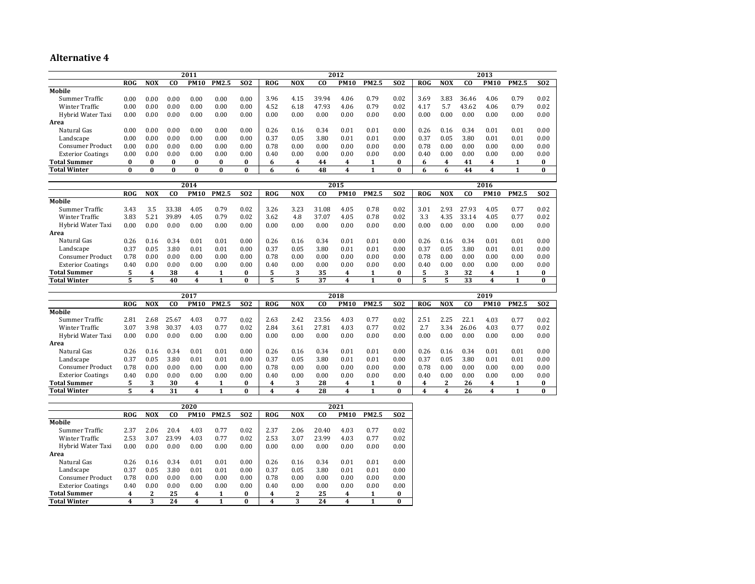## Alternative 4

| | 2011 | | | | | | 2012 | | | | | | 2013 | | | | | |
|---|---|---|---|---|---|---|---|---|---|---|---|---|---|---|---|---|---|---|
| | ROG | NOX | CO | PM10 | PM2.5 | SO2 | ROG | NOX | CO | PM10 | PM2.5 | SO2 | ROG | NOX | CO | PM10 | PM2.5 | SO2 |
| **Mobile** | | | | | | | | | | | | | | | | | | |
| Summer Traffic | 0.00 | 0.00 | 0.00 | 0.00 | 0.00 | 0.00 | 3.96 | 4.15 | 39.94 | 4.06 | 0.79 | 0.02 | 3.69 | 3.83 | 36.46 | 4.06 | 0.79 | 0.02 |
| Winter Traffic | 0.00 | 0.00 | 0.00 | 0.00 | 0.00 | 0.00 | 4.52 | 6.18 | 47.93 | 4.06 | 0.79 | 0.02 | 4.17 | 5.7 | 43.62 | 4.06 | 0.79 | 0.02 |
| Hybrid Water Taxi | 0.00 | 0.00 | 0.00 | 0.00 | 0.00 | 0.00 | 0.00 | 0.00 | 0.00 | 0.00 | 0.00 | 0.00 | 0.00 | 0.00 | 0.00 | 0.00 | 0.00 | 0.00 |
| **Area** | | | | | | | | | | | | | | | | | | |
| Natural Gas | 0.00 | 0.00 | 0.00 | 0.00 | 0.00 | 0.00 | 0.26 | 0.16 | 0.34 | 0.01 | 0.01 | 0.00 | 0.26 | 0.16 | 0.34 | 0.01 | 0.01 | 0.00 |
| Landscape | 0.00 | 0.00 | 0.00 | 0.00 | 0.00 | 0.00 | 0.37 | 0.05 | 3.80 | 0.01 | 0.01 | 0.00 | 0.37 | 0.05 | 3.80 | 0.01 | 0.01 | 0.00 |
| Consumer Product | 0.00 | 0.00 | 0.00 | 0.00 | 0.00 | 0.00 | 0.78 | 0.00 | 0.00 | 0.00 | 0.00 | 0.00 | 0.78 | 0.00 | 0.00 | 0.00 | 0.00 | 0.00 |
| Exterior Coatings | 0.00 | 0.00 | 0.00 | 0.00 | 0.00 | 0.00 | 0.40 | 0.00 | 0.00 | 0.00 | 0.00 | 0.00 | 0.40 | 0.00 | 0.00 | 0.00 | 0.00 | 0.00 |
| **Total Summer** | **0** | **0** | **0** | **0** | **0** | **0** | **6** | **4** | **44** | **4** | **1** | **0** | **6** | **4** | **41** | **4** | **1** | **0** |
| **Total Winter** | **0** | **0** | **0** | **0** | **0** | **0** | **6** | **6** | **48** | **4** | **1** | **0** | **6** | **6** | **44** | **4** | **1** | **0** |

| | 2014 | | | | | | 2015 | | | | | | 2016 | | | | | |
|---|---|---|---|---|---|---|---|---|---|---|---|---|---|---|---|---|---|---|
| | ROG | NOX | CO | PM10 | PM2.5 | SO2 | ROG | NOX | CO | PM10 | PM2.5 | SO2 | ROG | NOX | CO | PM10 | PM2.5 | SO2 |
| **Mobile** | | | | | | | | | | | | | | | | | | |
| Summer Traffic | 3.43 | 3.5 | 33.38 | 4.05 | 0.79 | 0.02 | 3.26 | 3.23 | 31.08 | 4.05 | 0.78 | 0.02 | 3.01 | 2.93 | 27.93 | 4.05 | 0.77 | 0.02 |
| Winter Traffic | 3.83 | 5.21 | 39.89 | 4.05 | 0.79 | 0.02 | 3.62 | 4.8 | 37.07 | 4.05 | 0.78 | 0.02 | 3.3 | 4.35 | 33.14 | 4.05 | 0.77 | 0.02 |
| Hybrid Water Taxi | 0.00 | 0.00 | 0.00 | 0.00 | 0.00 | 0.00 | 0.00 | 0.00 | 0.00 | 0.00 | 0.00 | 0.00 | 0.00 | 0.00 | 0.00 | 0.00 | 0.00 | 0.00 |
| **Area** | | | | | | | | | | | | | | | | | | |
| Natural Gas | 0.26 | 0.16 | 0.34 | 0.01 | 0.01 | 0.00 | 0.26 | 0.16 | 0.34 | 0.01 | 0.01 | 0.00 | 0.26 | 0.16 | 0.34 | 0.01 | 0.01 | 0.00 |
| Landscape | 0.37 | 0.05 | 3.80 | 0.01 | 0.01 | 0.00 | 0.37 | 0.05 | 3.80 | 0.01 | 0.01 | 0.00 | 0.37 | 0.05 | 3.80 | 0.01 | 0.01 | 0.00 |
| Consumer Product | 0.78 | 0.00 | 0.00 | 0.00 | 0.00 | 0.00 | 0.78 | 0.00 | 0.00 | 0.00 | 0.00 | 0.00 | 0.78 | 0.00 | 0.00 | 0.00 | 0.00 | 0.00 |
| Exterior Coatings | 0.40 | 0.00 | 0.00 | 0.00 | 0.00 | 0.00 | 0.40 | 0.00 | 0.00 | 0.00 | 0.00 | 0.00 | 0.40 | 0.00 | 0.00 | 0.00 | 0.00 | 0.00 |
| **Total Summer** | **5** | **4** | **38** | **4** | **1** | **0** | **5** | **3** | **35** | **4** | **1** | **0** | **5** | **3** | **32** | **4** | **1** | **0** |
| **Total Winter** | **5** | **5** | **40** | **4** | **1** | **0** | **5** | **5** | **37** | **4** | **1** | **0** | **5** | **5** | **33** | **4** | **1** | **0** |

| | 2017 | | | | | | 2018 | | | | | | 2019 | | | | | |
|---|---|---|---|---|---|---|---|---|---|---|---|---|---|---|---|---|---|---|
| | ROG | NOX | CO | PM10 | PM2.5 | SO2 | ROG | NOX | CO | PM10 | PM2.5 | SO2 | ROG | NOX | CO | PM10 | PM2.5 | SO2 |
| **Mobile** | | | | | | | | | | | | | | | | | | |
| Summer Traffic | 2.81 | 2.68 | 25.67 | 4.03 | 0.77 | 0.02 | 2.63 | 2.42 | 23.56 | 4.03 | 0.77 | 0.02 | 2.51 | 2.25 | 22.1 | 4.03 | 0.77 | 0.02 |
| Winter Traffic | 3.07 | 3.98 | 30.37 | 4.03 | 0.77 | 0.02 | 2.84 | 3.61 | 27.81 | 4.03 | 0.77 | 0.02 | 2.7 | 3.34 | 26.06 | 4.03 | 0.77 | 0.02 |
| Hybrid Water Taxi | 0.00 | 0.00 | 0.00 | 0.00 | 0.00 | 0.00 | 0.00 | 0.00 | 0.00 | 0.00 | 0.00 | 0.00 | 0.00 | 0.00 | 0.00 | 0.00 | 0.00 | 0.00 |
| **Area** | | | | | | | | | | | | | | | | | | |
| Natural Gas | 0.26 | 0.16 | 0.34 | 0.01 | 0.01 | 0.00 | 0.26 | 0.16 | 0.34 | 0.01 | 0.01 | 0.00 | 0.26 | 0.16 | 0.34 | 0.01 | 0.01 | 0.00 |
| Landscape | 0.37 | 0.05 | 3.80 | 0.01 | 0.01 | 0.00 | 0.37 | 0.05 | 3.80 | 0.01 | 0.01 | 0.00 | 0.37 | 0.05 | 3.80 | 0.01 | 0.01 | 0.00 |
| Consumer Product | 0.78 | 0.00 | 0.00 | 0.00 | 0.00 | 0.00 | 0.78 | 0.00 | 0.00 | 0.00 | 0.00 | 0.00 | 0.78 | 0.00 | 0.00 | 0.00 | 0.00 | 0.00 |
| Exterior Coatings | 0.40 | 0.00 | 0.00 | 0.00 | 0.00 | 0.00 | 0.40 | 0.00 | 0.00 | 0.00 | 0.00 | 0.00 | 0.40 | 0.00 | 0.00 | 0.00 | 0.00 | 0.00 |
| **Total Summer** | **5** | **3** | **30** | **4** | **1** | **0** | **4** | **3** | **28** | **4** | **1** | **0** | **4** | **2** | **26** | **4** | **1** | **0** |
| **Total Winter** | **5** | **4** | **31** | **4** | **1** | **0** | **4** | **4** | **28** | **4** | **1** | **0** | **4** | **4** | **26** | **4** | **1** | **0** |

| | 2020 | | | | | | 2021 | | | | | |
|---|---|---|---|---|---|---|---|---|---|---|---|---|
| | ROG | NOX | CO | PM10 | PM2.5 | SO2 | ROG | NOX | CO | PM10 | PM2.5 | SO2 |
| **Mobile** | | | | | | | | | | | | |
| Summer Traffic | 2.37 | 2.06 | 20.4 | 4.03 | 0.77 | 0.02 | 2.37 | 2.06 | 20.40 | 4.03 | 0.77 | 0.02 |
| Winter Traffic | 2.53 | 3.07 | 23.99 | 4.03 | 0.77 | 0.02 | 2.53 | 3.07 | 23.99 | 4.03 | 0.77 | 0.02 |
| Hybrid Water Taxi | 0.00 | 0.00 | 0.00 | 0.00 | 0.00 | 0.00 | 0.00 | 0.00 | 0.00 | 0.00 | 0.00 | 0.00 |
| **Area** | | | | | | | | | | | | |
| Natural Gas | 0.26 | 0.16 | 0.34 | 0.01 | 0.01 | 0.00 | 0.26 | 0.16 | 0.34 | 0.01 | 0.01 | 0.00 |
| Landscape | 0.37 | 0.05 | 3.80 | 0.01 | 0.01 | 0.00 | 0.37 | 0.05 | 3.80 | 0.01 | 0.01 | 0.00 |
| Consumer Product | 0.78 | 0.00 | 0.00 | 0.00 | 0.00 | 0.00 | 0.78 | 0.00 | 0.00 | 0.00 | 0.00 | 0.00 |
| Exterior Coatings | 0.40 | 0.00 | 0.00 | 0.00 | 0.00 | 0.00 | 0.40 | 0.00 | 0.00 | 0.00 | 0.00 | 0.00 |
| **Total Summer** | **4** | **2** | **25** | **4** | **1** | **0** | **4** | **2** | **25** | **4** | **1** | **0** |
| **Total Winter** | **4** | **3** | **24** | **4** | **1** | **0** | **4** | **3** | **24** | **4** | **1** | **0** |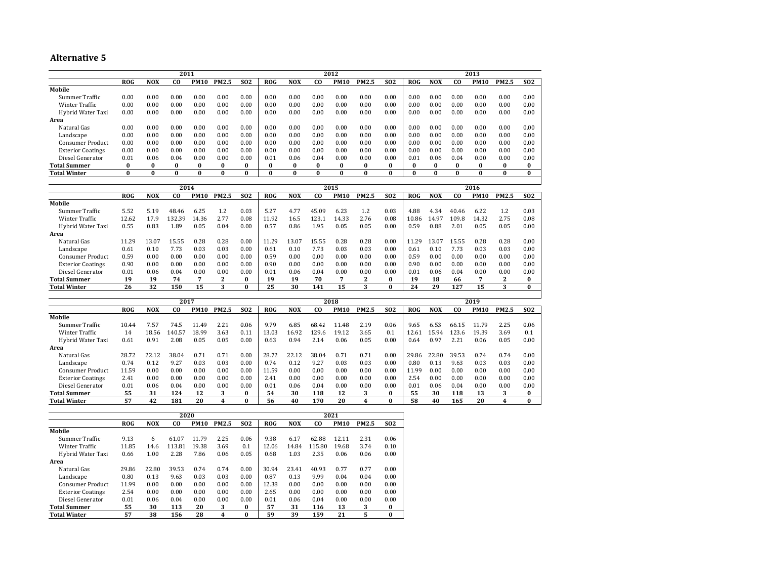## Alternative 5

| | 2011 | | | | | | 2012 | | | | | | 2013 | | | | | |
|---|---|---|---|---|---|---|---|---|---|---|---|---|---|---|---|---|---|---|
| | ROG | NOX | CO | PM10 | PM2.5 | SO2 | ROG | NOX | CO | PM10 | PM2.5 | SO2 | ROG | NOX | CO | PM10 | PM2.5 | SO2 |
| **Mobile** | | | | | | | | | | | | | | | | | | |
| Summer Traffic | 0.00 | 0.00 | 0.00 | 0.00 | 0.00 | 0.00 | 0.00 | 0.00 | 0.00 | 0.00 | 0.00 | 0.00 | 0.00 | 0.00 | 0.00 | 0.00 | 0.00 | 0.00 |
| Winter Traffic | 0.00 | 0.00 | 0.00 | 0.00 | 0.00 | 0.00 | 0.00 | 0.00 | 0.00 | 0.00 | 0.00 | 0.00 | 0.00 | 0.00 | 0.00 | 0.00 | 0.00 | 0.00 |
| Hybrid Water Taxi | 0.00 | 0.00 | 0.00 | 0.00 | 0.00 | 0.00 | 0.00 | 0.00 | 0.00 | 0.00 | 0.00 | 0.00 | 0.00 | 0.00 | 0.00 | 0.00 | 0.00 | 0.00 |
| **Area** | | | | | | | | | | | | | | | | | | |
| Natural Gas | 0.00 | 0.00 | 0.00 | 0.00 | 0.00 | 0.00 | 0.00 | 0.00 | 0.00 | 0.00 | 0.00 | 0.00 | 0.00 | 0.00 | 0.00 | 0.00 | 0.00 | 0.00 |
| Landscape | 0.00 | 0.00 | 0.00 | 0.00 | 0.00 | 0.00 | 0.00 | 0.00 | 0.00 | 0.00 | 0.00 | 0.00 | 0.00 | 0.00 | 0.00 | 0.00 | 0.00 | 0.00 |
| Consumer Product | 0.00 | 0.00 | 0.00 | 0.00 | 0.00 | 0.00 | 0.00 | 0.00 | 0.00 | 0.00 | 0.00 | 0.00 | 0.00 | 0.00 | 0.00 | 0.00 | 0.00 | 0.00 |
| Exterior Coatings | 0.00 | 0.00 | 0.00 | 0.00 | 0.00 | 0.00 | 0.00 | 0.00 | 0.00 | 0.00 | 0.00 | 0.00 | 0.00 | 0.00 | 0.00 | 0.00 | 0.00 | 0.00 |
| Diesel Generator | 0.01 | 0.06 | 0.04 | 0.00 | 0.00 | 0.00 | 0.01 | 0.06 | 0.04 | 0.00 | 0.00 | 0.00 | 0.01 | 0.06 | 0.04 | 0.00 | 0.00 | 0.00 |
| **Total Summer** | **0** | **0** | **0** | **0** | **0** | **0** | **0** | **0** | **0** | **0** | **0** | **0** | **0** | **0** | **0** | **0** | **0** | **0** |
| **Total Winter** | **0** | **0** | **0** | **0** | **0** | **0** | **0** | **0** | **0** | **0** | **0** | **0** | **0** | **0** | **0** | **0** | **0** | **0** |

| | 2014 | | | | | | 2015 | | | | | | 2016 | | | | | |
|---|---|---|---|---|---|---|---|---|---|---|---|---|---|---|---|---|---|---|
| | ROG | NOX | CO | PM10 | PM2.5 | SO2 | ROG | NOX | CO | PM10 | PM2.5 | SO2 | ROG | NOX | CO | PM10 | PM2.5 | SO2 |
| **Mobile** | | | | | | | | | | | | | | | | | | |
| Summer Traffic | 5.52 | 5.19 | 48.46 | 6.25 | 1.2 | 0.03 | 5.27 | 4.77 | 45.09 | 6.23 | 1.2 | 0.03 | 4.88 | 4.34 | 40.46 | 6.22 | 1.2 | 0.03 |
| Winter Traffic | 12.62 | 17.9 | 132.39 | 14.36 | 2.77 | 0.08 | 11.92 | 16.5 | 123.1 | 14.33 | 2.76 | 0.08 | 10.86 | 14.97 | 109.8 | 14.32 | 2.75 | 0.08 |
| Hybrid Water Taxi | 0.55 | 0.83 | 1.89 | 0.05 | 0.04 | 0.00 | 0.57 | 0.86 | 1.95 | 0.05 | 0.05 | 0.00 | 0.59 | 0.88 | 2.01 | 0.05 | 0.05 | 0.00 |
| **Area** | | | | | | | | | | | | | | | | | | |
| Natural Gas | 11.29 | 13.07 | 15.55 | 0.28 | 0.28 | 0.00 | 11.29 | 13.07 | 15.55 | 0.28 | 0.28 | 0.00 | 11.29 | 13.07 | 15.55 | 0.28 | 0.28 | 0.00 |
| Landscape | 0.61 | 0.10 | 7.73 | 0.03 | 0.03 | 0.00 | 0.61 | 0.10 | 7.73 | 0.03 | 0.03 | 0.00 | 0.61 | 0.10 | 7.73 | 0.03 | 0.03 | 0.00 |
| Consumer Product | 0.59 | 0.00 | 0.00 | 0.00 | 0.00 | 0.00 | 0.59 | 0.00 | 0.00 | 0.00 | 0.00 | 0.00 | 0.59 | 0.00 | 0.00 | 0.00 | 0.00 | 0.00 |
| Exterior Coatings | 0.90 | 0.00 | 0.00 | 0.00 | 0.00 | 0.00 | 0.90 | 0.00 | 0.00 | 0.00 | 0.00 | 0.00 | 0.90 | 0.00 | 0.00 | 0.00 | 0.00 | 0.00 |
| Diesel Generator | 0.01 | 0.06 | 0.04 | 0.00 | 0.00 | 0.00 | 0.01 | 0.06 | 0.04 | 0.00 | 0.00 | 0.00 | 0.01 | 0.06 | 0.04 | 0.00 | 0.00 | 0.00 |
| **Total Summer** | **19** | **19** | **74** | **7** | **2** | **0** | **19** | **19** | **70** | **7** | **2** | **0** | **19** | **18** | **66** | **7** | **2** | **0** |
| **Total Winter** | **26** | **32** | **150** | **15** | **3** | **0** | **25** | **30** | **141** | **15** | **3** | **0** | **24** | **29** | **127** | **15** | **3** | **0** |

| | 2017 | | | | | | 2018 | | | | | | 2019 | | | | | |
|---|---|---|---|---|---|---|---|---|---|---|---|---|---|---|---|---|---|---|
| | ROG | NOX | CO | PM10 | PM2.5 | SO2 | ROG | NOX | CO | PM10 | PM2.5 | SO2 | ROG | NOX | CO | PM10 | PM2.5 | SO2 |
| **Mobile** | | | | | | | | | | | | | | | | | | |
| Summer Traffic | 10.44 | 7.57 | 74.5 | 11.49 | 2.21 | 0.06 | 9.79 | 6.85 | 68.41 | 11.48 | 2.19 | 0.06 | 9.65 | 6.53 | 66.15 | 11.79 | 2.25 | 0.06 |
| Winter Traffic | 14 | 18.56 | 140.57 | 18.99 | 3.63 | 0.11 | 13.03 | 16.92 | 129.6 | 19.12 | 3.65 | 0.1 | 12.61 | 15.94 | 123.6 | 19.39 | 3.69 | 0.1 |
| Hybrid Water Taxi | 0.61 | 0.91 | 2.08 | 0.05 | 0.05 | 0.00 | 0.63 | 0.94 | 2.14 | 0.06 | 0.05 | 0.00 | 0.64 | 0.97 | 2.21 | 0.06 | 0.05 | 0.00 |
| **Area** | | | | | | | | | | | | | | | | | | |
| Natural Gas | 28.72 | 22.12 | 38.04 | 0.71 | 0.71 | 0.00 | 28.72 | 22.12 | 38.04 | 0.71 | 0.71 | 0.00 | 29.86 | 22.80 | 39.53 | 0.74 | 0.74 | 0.00 |
| Landscape | 0.74 | 0.12 | 9.27 | 0.03 | 0.03 | 0.00 | 0.74 | 0.12 | 9.27 | 0.03 | 0.03 | 0.00 | 0.80 | 0.13 | 9.63 | 0.03 | 0.03 | 0.00 |
| Consumer Product | 11.59 | 0.00 | 0.00 | 0.00 | 0.00 | 0.00 | 11.59 | 0.00 | 0.00 | 0.00 | 0.00 | 0.00 | 11.99 | 0.00 | 0.00 | 0.00 | 0.00 | 0.00 |
| Exterior Coatings | 2.41 | 0.00 | 0.00 | 0.00 | 0.00 | 0.00 | 2.41 | 0.00 | 0.00 | 0.00 | 0.00 | 0.00 | 2.54 | 0.00 | 0.00 | 0.00 | 0.00 | 0.00 |
| Diesel Generator | 0.01 | 0.06 | 0.04 | 0.00 | 0.00 | 0.00 | 0.01 | 0.06 | 0.04 | 0.00 | 0.00 | 0.00 | 0.01 | 0.06 | 0.04 | 0.00 | 0.00 | 0.00 |
| **Total Summer** | **55** | **31** | **124** | **12** | **3** | **0** | **54** | **30** | **118** | **12** | **3** | **0** | **55** | **30** | **118** | **13** | **3** | **0** |
| **Total Winter** | **57** | **42** | **181** | **20** | **4** | **0** | **56** | **40** | **170** | **20** | **4** | **0** | **58** | **40** | **165** | **20** | **4** | **0** |

| | 2020 | | | | | | 2021 | | | | | |
|---|---|---|---|---|---|---|---|---|---|---|---|---|
| | ROG | NOX | CO | PM10 | PM2.5 | SO2 | ROG | NOX | CO | PM10 | PM2.5 | SO2 |
| **Mobile** | | | | | | | | | | | | |
| Summer Traffic | 9.13 | 6 | 61.07 | 11.79 | 2.25 | 0.06 | 9.38 | 6.17 | 62.88 | 12.11 | 2.31 | 0.06 |
| Winter Traffic | 11.85 | 14.6 | 113.81 | 19.38 | 3.69 | 0.1 | 12.06 | 14.84 | 115.80 | 19.68 | 3.74 | 0.10 |
| Hybrid Water Taxi | 0.66 | 1.00 | 2.28 | 7.86 | 0.06 | 0.05 | 0.68 | 1.03 | 2.35 | 0.06 | 0.06 | 0.00 |
| **Area** | | | | | | | | | | | | |
| Natural Gas | 29.86 | 22.80 | 39.53 | 0.74 | 0.74 | 0.00 | 30.94 | 23.41 | 40.93 | 0.77 | 0.77 | 0.00 |
| Landscape | 0.80 | 0.13 | 9.63 | 0.03 | 0.03 | 0.00 | 0.87 | 0.13 | 9.99 | 0.04 | 0.04 | 0.00 |
| Consumer Product | 11.99 | 0.00 | 0.00 | 0.00 | 0.00 | 0.00 | 12.38 | 0.00 | 0.00 | 0.00 | 0.00 | 0.00 |
| Exterior Coatings | 2.54 | 0.00 | 0.00 | 0.00 | 0.00 | 0.00 | 2.65 | 0.00 | 0.00 | 0.00 | 0.00 | 0.00 |
| Diesel Generator | 0.01 | 0.06 | 0.04 | 0.00 | 0.00 | 0.00 | 0.01 | 0.06 | 0.04 | 0.00 | 0.00 | 0.00 |
| **Total Summer** | **55** | **30** | **113** | **20** | **3** | **0** | **57** | **31** | **116** | **13** | **3** | **0** |
| **Total Winter** | **57** | **38** | **156** | **28** | **4** | **0** | **59** | **39** | **159** | **21** | **5** | **0** |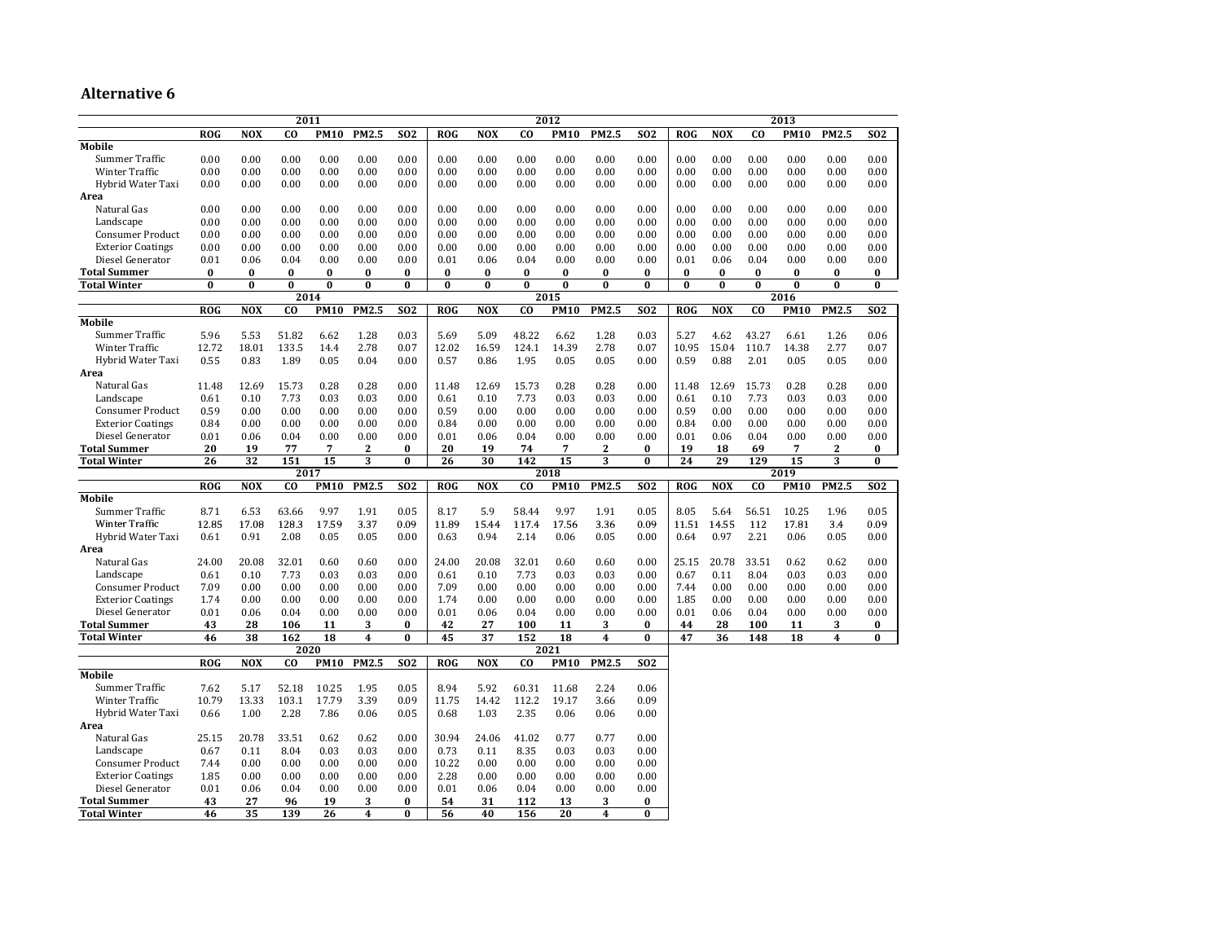## Alternative 6

| | 2011 | | | | | | 2012 | | | | | | 2013 | | | | | |
|---|---|---|---|---|---|---|---|---|---|---|---|---|---|---|---|---|---|---|
| | ROG | NOX | CO | PM10 | PM2.5 | SO2 | ROG | NOX | CO | PM10 | PM2.5 | SO2 | ROG | NOX | CO | PM10 | PM2.5 | SO2 |
| **Mobile** | | | | | | | | | | | | | | | | | | |
| Summer Traffic | 0.00 | 0.00 | 0.00 | 0.00 | 0.00 | 0.00 | 0.00 | 0.00 | 0.00 | 0.00 | 0.00 | 0.00 | 0.00 | 0.00 | 0.00 | 0.00 | 0.00 | 0.00 |
| Winter Traffic | 0.00 | 0.00 | 0.00 | 0.00 | 0.00 | 0.00 | 0.00 | 0.00 | 0.00 | 0.00 | 0.00 | 0.00 | 0.00 | 0.00 | 0.00 | 0.00 | 0.00 | 0.00 |
| Hybrid Water Taxi | 0.00 | 0.00 | 0.00 | 0.00 | 0.00 | 0.00 | 0.00 | 0.00 | 0.00 | 0.00 | 0.00 | 0.00 | 0.00 | 0.00 | 0.00 | 0.00 | 0.00 | 0.00 |
| **Area** | | | | | | | | | | | | | | | | | | |
| Natural Gas | 0.00 | 0.00 | 0.00 | 0.00 | 0.00 | 0.00 | 0.00 | 0.00 | 0.00 | 0.00 | 0.00 | 0.00 | 0.00 | 0.00 | 0.00 | 0.00 | 0.00 | 0.00 |
| Landscape | 0.00 | 0.00 | 0.00 | 0.00 | 0.00 | 0.00 | 0.00 | 0.00 | 0.00 | 0.00 | 0.00 | 0.00 | 0.00 | 0.00 | 0.00 | 0.00 | 0.00 | 0.00 |
| Consumer Product | 0.00 | 0.00 | 0.00 | 0.00 | 0.00 | 0.00 | 0.00 | 0.00 | 0.00 | 0.00 | 0.00 | 0.00 | 0.00 | 0.00 | 0.00 | 0.00 | 0.00 | 0.00 |
| Exterior Coatings | 0.00 | 0.00 | 0.00 | 0.00 | 0.00 | 0.00 | 0.00 | 0.00 | 0.00 | 0.00 | 0.00 | 0.00 | 0.00 | 0.00 | 0.00 | 0.00 | 0.00 | 0.00 |
| Diesel Generator | 0.01 | 0.06 | 0.04 | 0.00 | 0.00 | 0.00 | 0.01 | 0.06 | 0.04 | 0.00 | 0.00 | 0.00 | 0.01 | 0.06 | 0.04 | 0.00 | 0.00 | 0.00 |
| **Total Summer** | **0** | **0** | **0** | **0** | **0** | **0** | **0** | **0** | **0** | **0** | **0** | **0** | **0** | **0** | **0** | **0** | **0** | **0** |
| **Total Winter** | **0** | **0** | **0** | **0** | **0** | **0** | **0** | **0** | **0** | **0** | **0** | **0** | **0** | **0** | **0** | **0** | **0** | **0** |

| | 2014 | | | | | | 2015 | | | | | | 2016 | | | | | |
|---|---|---|---|---|---|---|---|---|---|---|---|---|---|---|---|---|---|---|
| | ROG | NOX | CO | PM10 | PM2.5 | SO2 | ROG | NOX | CO | PM10 | PM2.5 | SO2 | ROG | NOX | CO | PM10 | PM2.5 | SO2 |
| **Mobile** | | | | | | | | | | | | | | | | | | |
| Summer Traffic | 5.96 | 5.53 | 51.82 | 6.62 | 1.28 | 0.03 | 5.69 | 5.09 | 48.22 | 6.62 | 1.28 | 0.03 | 5.27 | 4.62 | 43.27 | 6.61 | 1.26 | 0.06 |
| Winter Traffic | 12.72 | 18.01 | 133.5 | 14.4 | 2.78 | 0.07 | 12.02 | 16.59 | 124.1 | 14.39 | 2.78 | 0.07 | 10.95 | 15.04 | 110.7 | 14.38 | 2.77 | 0.07 |
| Hybrid Water Taxi | 0.55 | 0.83 | 1.89 | 0.05 | 0.04 | 0.00 | 0.57 | 0.86 | 1.95 | 0.05 | 0.05 | 0.00 | 0.59 | 0.88 | 2.01 | 0.05 | 0.05 | 0.00 |
| **Area** | | | | | | | | | | | | | | | | | | |
| Natural Gas | 11.48 | 12.69 | 15.73 | 0.28 | 0.28 | 0.00 | 11.48 | 12.69 | 15.73 | 0.28 | 0.28 | 0.00 | 11.48 | 12.69 | 15.73 | 0.28 | 0.28 | 0.00 |
| Landscape | 0.61 | 0.10 | 7.73 | 0.03 | 0.03 | 0.00 | 0.61 | 0.10 | 7.73 | 0.03 | 0.03 | 0.00 | 0.61 | 0.10 | 7.73 | 0.03 | 0.03 | 0.00 |
| Consumer Product | 0.59 | 0.00 | 0.00 | 0.00 | 0.00 | 0.00 | 0.59 | 0.00 | 0.00 | 0.00 | 0.00 | 0.00 | 0.59 | 0.00 | 0.00 | 0.00 | 0.00 | 0.00 |
| Exterior Coatings | 0.84 | 0.00 | 0.00 | 0.00 | 0.00 | 0.00 | 0.84 | 0.00 | 0.00 | 0.00 | 0.00 | 0.00 | 0.84 | 0.00 | 0.00 | 0.00 | 0.00 | 0.00 |
| Diesel Generator | 0.01 | 0.06 | 0.04 | 0.00 | 0.00 | 0.00 | 0.01 | 0.06 | 0.04 | 0.00 | 0.00 | 0.00 | 0.01 | 0.06 | 0.04 | 0.00 | 0.00 | 0.00 |
| **Total Summer** | **20** | **19** | **77** | **7** | **2** | **0** | **20** | **19** | **74** | **7** | **2** | **0** | **19** | **18** | **69** | **7** | **2** | **0** |
| **Total Winter** | **26** | **32** | **151** | **15** | **3** | **0** | **26** | **30** | **142** | **15** | **3** | **0** | **24** | **29** | **129** | **15** | **3** | **0** |

| | 2017 | | | | | | 2018 | | | | | | 2019 | | | | | |
|---|---|---|---|---|---|---|---|---|---|---|---|---|---|---|---|---|---|---|
| | ROG | NOX | CO | PM10 | PM2.5 | SO2 | ROG | NOX | CO | PM10 | PM2.5 | SO2 | ROG | NOX | CO | PM10 | PM2.5 | SO2 |
| **Mobile** | | | | | | | | | | | | | | | | | | |
| Summer Traffic | 8.71 | 6.53 | 63.66 | 9.97 | 1.91 | 0.05 | 8.17 | 5.9 | 58.44 | 9.97 | 1.91 | 0.05 | 8.05 | 5.64 | 56.51 | 10.25 | 1.96 | 0.05 |
| Winter Traffic | 12.85 | 17.08 | 128.3 | 17.59 | 3.37 | 0.09 | 11.89 | 15.44 | 117.4 | 17.56 | 3.36 | 0.09 | 11.51 | 14.55 | 112 | 17.81 | 3.4 | 0.09 |
| Hybrid Water Taxi | 0.61 | 0.91 | 2.08 | 0.05 | 0.05 | 0.00 | 0.63 | 0.94 | 2.14 | 0.06 | 0.05 | 0.00 | 0.64 | 0.97 | 2.21 | 0.06 | 0.05 | 0.00 |
| **Area** | | | | | | | | | | | | | | | | | | |
| Natural Gas | 24.00 | 20.08 | 32.01 | 0.60 | 0.60 | 0.00 | 24.00 | 20.08 | 32.01 | 0.60 | 0.60 | 0.00 | 25.15 | 20.78 | 33.51 | 0.62 | 0.62 | 0.00 |
| Landscape | 0.61 | 0.10 | 7.73 | 0.03 | 0.03 | 0.00 | 0.61 | 0.10 | 7.73 | 0.03 | 0.03 | 0.00 | 0.67 | 0.11 | 8.04 | 0.03 | 0.03 | 0.00 |
| Consumer Product | 7.09 | 0.00 | 0.00 | 0.00 | 0.00 | 0.00 | 7.09 | 0.00 | 0.00 | 0.00 | 0.00 | 0.00 | 7.44 | 0.00 | 0.00 | 0.00 | 0.00 | 0.00 |
| Exterior Coatings | 1.74 | 0.00 | 0.00 | 0.00 | 0.00 | 0.00 | 1.74 | 0.00 | 0.00 | 0.00 | 0.00 | 0.00 | 1.85 | 0.00 | 0.00 | 0.00 | 0.00 | 0.00 |
| Diesel Generator | 0.01 | 0.06 | 0.04 | 0.00 | 0.00 | 0.00 | 0.01 | 0.06 | 0.04 | 0.00 | 0.00 | 0.00 | 0.01 | 0.06 | 0.04 | 0.00 | 0.00 | 0.00 |
| **Total Summer** | **43** | **28** | **106** | **11** | **3** | **0** | **42** | **27** | **100** | **11** | **3** | **0** | **44** | **28** | **100** | **11** | **3** | **0** |
| **Total Winter** | **46** | **38** | **162** | **18** | **4** | **0** | **45** | **37** | **152** | **18** | **4** | **0** | **47** | **36** | **148** | **18** | **4** | **0** |

| | 2020 | | | | | | 2021 | | | | | |
|---|---|---|---|---|---|---|---|---|---|---|---|---|
| | ROG | NOX | CO | PM10 | PM2.5 | SO2 | ROG | NOX | CO | PM10 | PM2.5 | SO2 |
| **Mobile** | | | | | | | | | | | | |
| Summer Traffic | 7.62 | 5.17 | 52.18 | 10.25 | 1.95 | 0.05 | 8.94 | 5.92 | 60.31 | 11.68 | 2.24 | 0.06 |
| Winter Traffic | 10.79 | 13.33 | 103.1 | 17.79 | 3.39 | 0.09 | 11.75 | 14.42 | 112.2 | 19.17 | 3.66 | 0.09 |
| Hybrid Water Taxi | 0.66 | 1.00 | 2.28 | 7.86 | 0.06 | 0.05 | 0.68 | 1.03 | 2.35 | 0.06 | 0.06 | 0.00 |
| **Area** | | | | | | | | | | | | |
| Natural Gas | 25.15 | 20.78 | 33.51 | 0.62 | 0.62 | 0.00 | 30.94 | 24.06 | 41.02 | 0.77 | 0.77 | 0.00 |
| Landscape | 0.67 | 0.11 | 8.04 | 0.03 | 0.03 | 0.00 | 0.73 | 0.11 | 8.35 | 0.03 | 0.03 | 0.00 |
| Consumer Product | 7.44 | 0.00 | 0.00 | 0.00 | 0.00 | 0.00 | 10.22 | 0.00 | 0.00 | 0.00 | 0.00 | 0.00 |
| Exterior Coatings | 1.85 | 0.00 | 0.00 | 0.00 | 0.00 | 0.00 | 2.28 | 0.00 | 0.00 | 0.00 | 0.00 | 0.00 |
| Diesel Generator | 0.01 | 0.06 | 0.04 | 0.00 | 0.00 | 0.00 | 0.01 | 0.06 | 0.04 | 0.00 | 0.00 | 0.00 |
| **Total Summer** | **43** | **27** | **96** | **19** | **3** | **0** | **54** | **31** | **112** | **13** | **3** | **0** |
| **Total Winter** | **46** | **35** | **139** | **26** | **4** | **0** | **56** | **40** | **156** | **20** | **4** | **0** |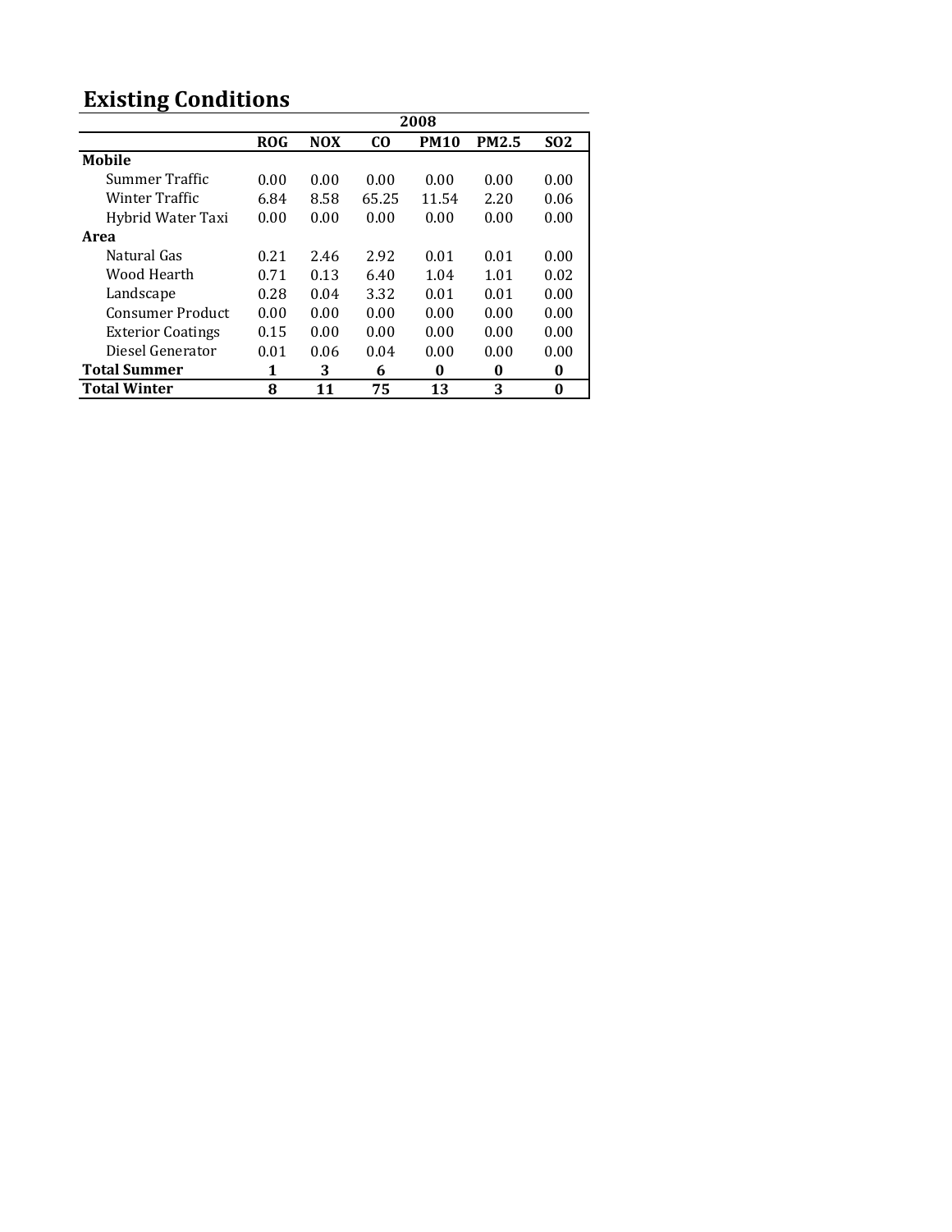## Existing Conditions

| | 2008 | | | | | |
|---|---|---|---|---|---|---|
| | **ROG** | **NOX** | **CO** | **PM10** | **PM2.5** | **SO2** |
| **Mobile** | | | | | | |
| Summer Traffic | 0.00 | 0.00 | 0.00 | 0.00 | 0.00 | 0.00 |
| Winter Traffic | 6.84 | 8.58 | 65.25 | 11.54 | 2.20 | 0.06 |
| Hybrid Water Taxi | 0.00 | 0.00 | 0.00 | 0.00 | 0.00 | 0.00 |
| **Area** | | | | | | |
| Natural Gas | 0.21 | 2.46 | 2.92 | 0.01 | 0.01 | 0.00 |
| Wood Hearth | 0.71 | 0.13 | 6.40 | 1.04 | 1.01 | 0.02 |
| Landscape | 0.28 | 0.04 | 3.32 | 0.01 | 0.01 | 0.00 |
| Consumer Product | 0.00 | 0.00 | 0.00 | 0.00 | 0.00 | 0.00 |
| Exterior Coatings | 0.15 | 0.00 | 0.00 | 0.00 | 0.00 | 0.00 |
| Diesel Generator | 0.01 | 0.06 | 0.04 | 0.00 | 0.00 | 0.00 |
| **Total Summer** | **1** | **3** | **6** | **0** | **0** | **0** |
| **Total Winter** | **8** | **11** | **75** | **13** | **3** | **0** |